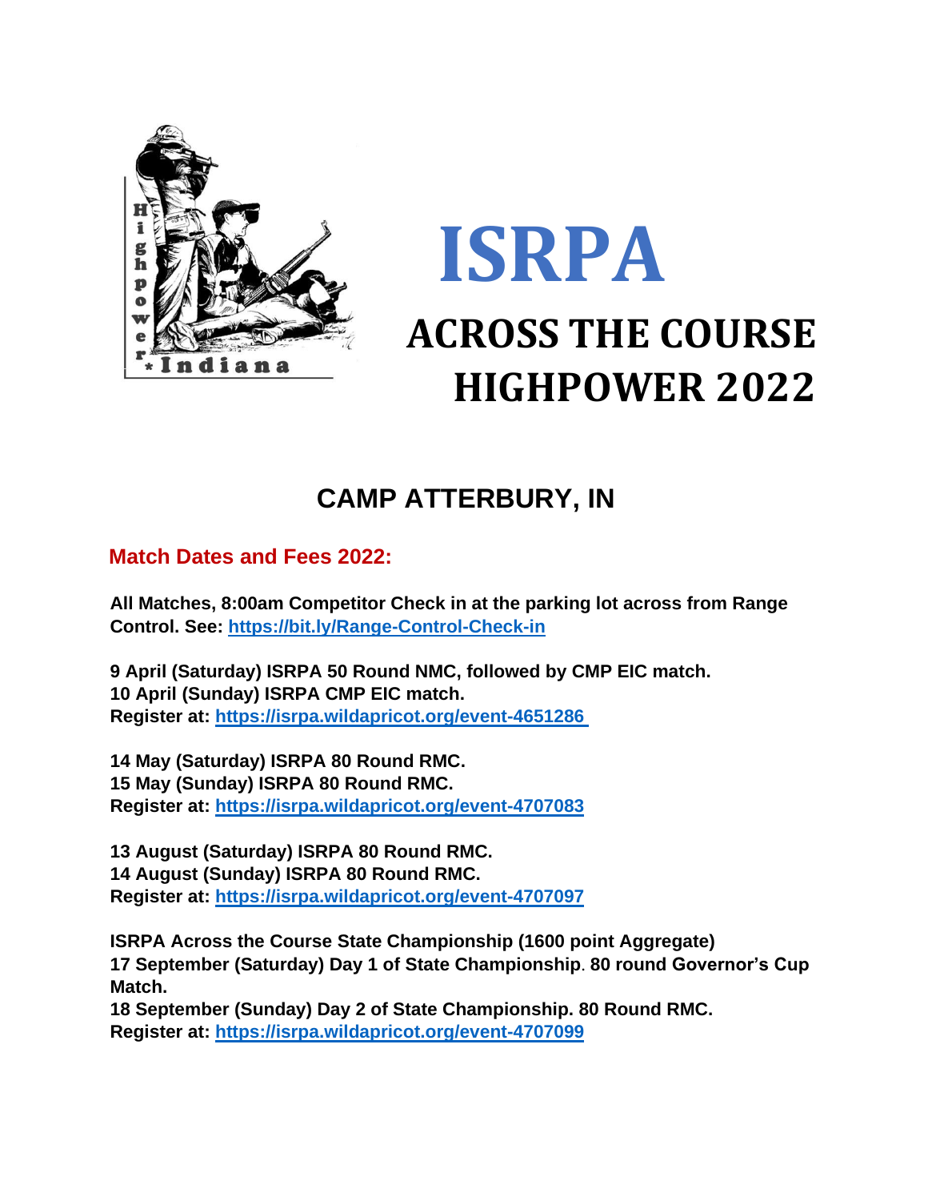# ISRPA

# ACROSS THE COURSE HIGHPOWER 2022

## CAMP ATTERBURY, IN

### Match Dates and Fees 2022:

**All Matches, 8:00am Competitor Check in at the parking lot across from Range Control. See: https://bit.ly/Range-Control-Check-in**

**9 April (Saturday) ISRPA 50 Round NMC, followed by CMP EIC match.**
**10 April (Sunday) ISRPA CMP EIC match.**
**Register at: https://isrpa.wildapricot.org/event-4651286**

**14 May (Saturday) ISRPA 80 Round RMC.**
**15 May (Sunday) ISRPA 80 Round RMC.**
**Register at: https://isrpa.wildapricot.org/event-4707083**

**13 August (Saturday) ISRPA 80 Round RMC.**
**14 August (Sunday) ISRPA 80 Round RMC.**
**Register at: https://isrpa.wildapricot.org/event-4707097**

**ISRPA Across the Course State Championship (1600 point Aggregate)**
**17 September (Saturday) Day 1 of State Championship. 80 round Governor's Cup Match.**
**18 September (Sunday) Day 2 of State Championship. 80 Round RMC.**
**Register at: https://isrpa.wildapricot.org/event-4707099**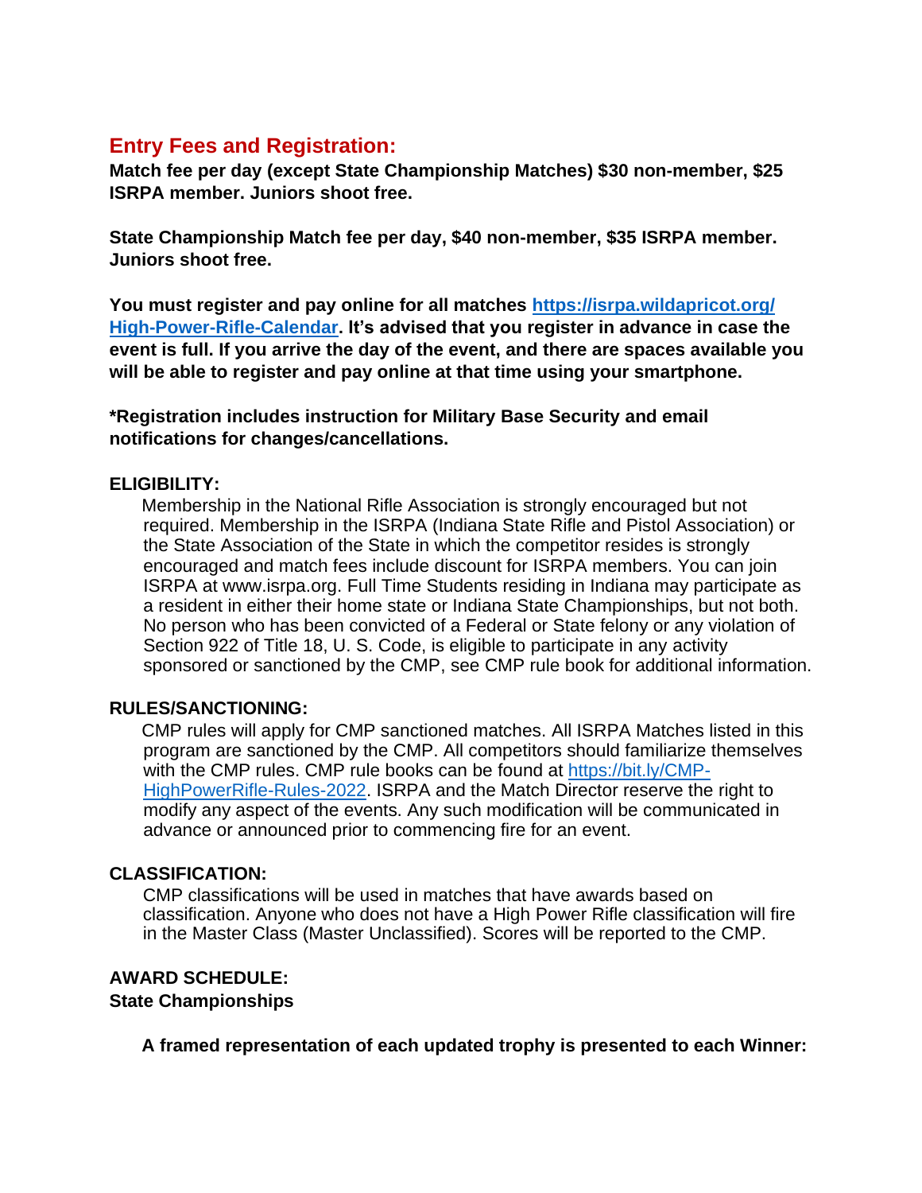## Entry Fees and Registration:

**Match fee per day (except State Championship Matches) $30 non-member, $25 ISRPA member. Juniors shoot free.**

**State Championship Match fee per day, $40 non-member, $35 ISRPA member. Juniors shoot free.**

**You must register and pay online for all matches [https://isrpa.wildapricot.org/High-Power-Rifle-Calendar](https://isrpa.wildapricot.org/High-Power-Rifle-Calendar). It's advised that you register in advance in case the event is full. If you arrive the day of the event, and there are spaces available you will be able to register and pay online at that time using your smartphone.**

***Registration includes instruction for Military Base Security and email notifications for changes/cancellations.**

### ELIGIBILITY:

Membership in the National Rifle Association is strongly encouraged but not required. Membership in the ISRPA (Indiana State Rifle and Pistol Association) or the State Association of the State in which the competitor resides is strongly encouraged and match fees include discount for ISRPA members. You can join ISRPA at www.isrpa.org. Full Time Students residing in Indiana may participate as a resident in either their home state or Indiana State Championships, but not both. No person who has been convicted of a Federal or State felony or any violation of Section 922 of Title 18, U. S. Code, is eligible to participate in any activity sponsored or sanctioned by the CMP, see CMP rule book for additional information.

### RULES/SANCTIONING:

CMP rules will apply for CMP sanctioned matches. All ISRPA Matches listed in this program are sanctioned by the CMP. All competitors should familiarize themselves with the CMP rules. CMP rule books can be found at [https://bit.ly/CMP-HighPowerRifle-Rules-2022](https://bit.ly/CMP-HighPowerRifle-Rules-2022). ISRPA and the Match Director reserve the right to modify any aspect of the events. Any such modification will be communicated in advance or announced prior to commencing fire for an event.

### CLASSIFICATION:

CMP classifications will be used in matches that have awards based on classification. Anyone who does not have a High Power Rifle classification will fire in the Master Class (Master Unclassified). Scores will be reported to the CMP.

### AWARD SCHEDULE:

**State Championships**

**A framed representation of each updated trophy is presented to each Winner:**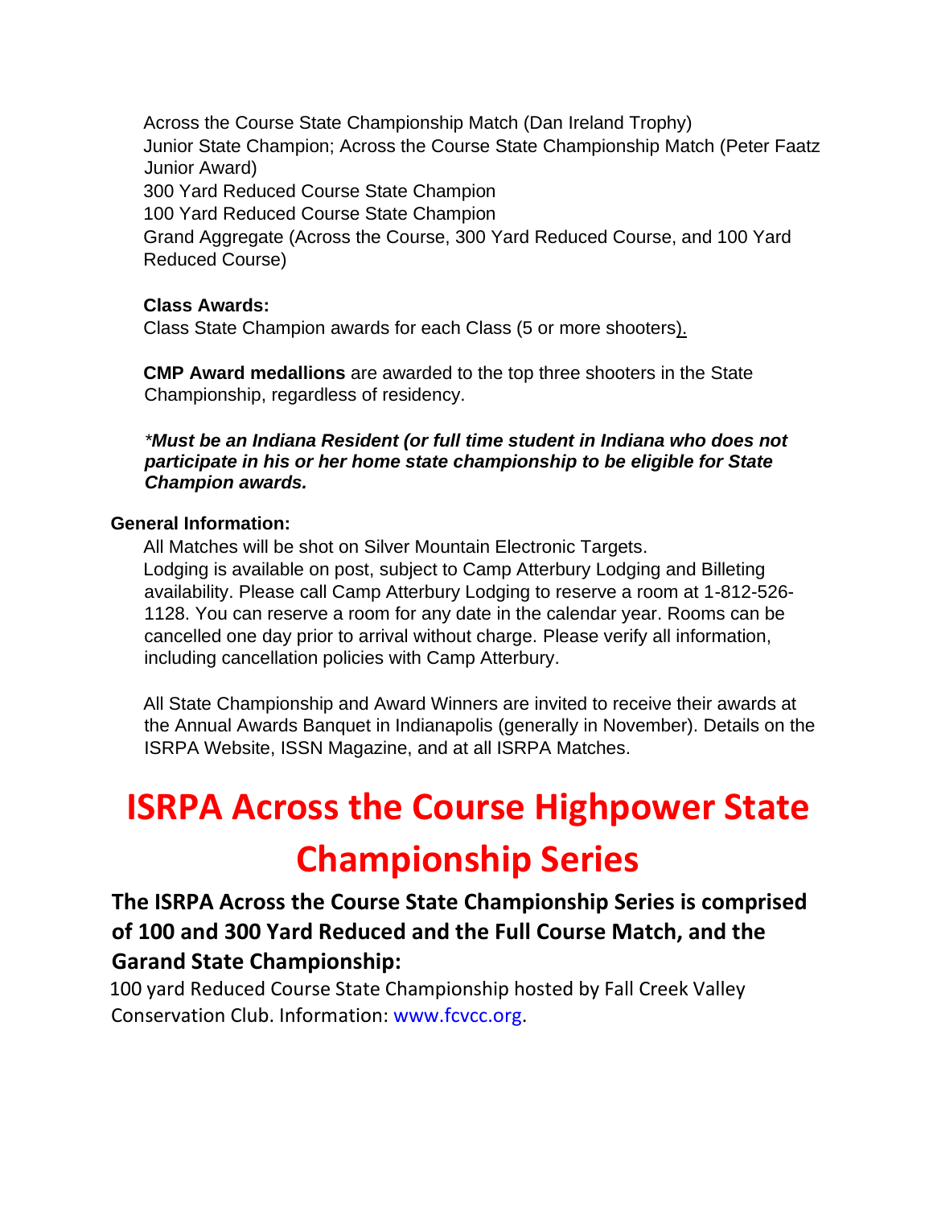Across the Course State Championship Match (Dan Ireland Trophy)
Junior State Champion; Across the Course State Championship Match (Peter Faatz Junior Award)
300 Yard Reduced Course State Champion
100 Yard Reduced Course State Champion
Grand Aggregate (Across the Course, 300 Yard Reduced Course, and 100 Yard Reduced Course)

**Class Awards:**
Class State Champion awards for each Class (5 or more shooters).

**CMP Award medallions** are awarded to the top three shooters in the State Championship, regardless of residency.

***Must be an Indiana Resident (or full time student in Indiana who does not participate in his or her home state championship to be eligible for State Champion awards.***

**General Information:**

All Matches will be shot on Silver Mountain Electronic Targets.
Lodging is available on post, subject to Camp Atterbury Lodging and Billeting availability. Please call Camp Atterbury Lodging to reserve a room at 1-812-526-1128. You can reserve a room for any date in the calendar year. Rooms can be cancelled one day prior to arrival without charge. Please verify all information, including cancellation policies with Camp Atterbury.

All State Championship and Award Winners are invited to receive their awards at the Annual Awards Banquet in Indianapolis (generally in November). Details on the ISRPA Website, ISSN Magazine, and at all ISRPA Matches.

# ISRPA Across the Course Highpower State Championship Series

## The ISRPA Across the Course State Championship Series is comprised of 100 and 300 Yard Reduced and the Full Course Match, and the Garand State Championship:

100 yard Reduced Course State Championship hosted by Fall Creek Valley Conservation Club. Information: www.fcvcc.org.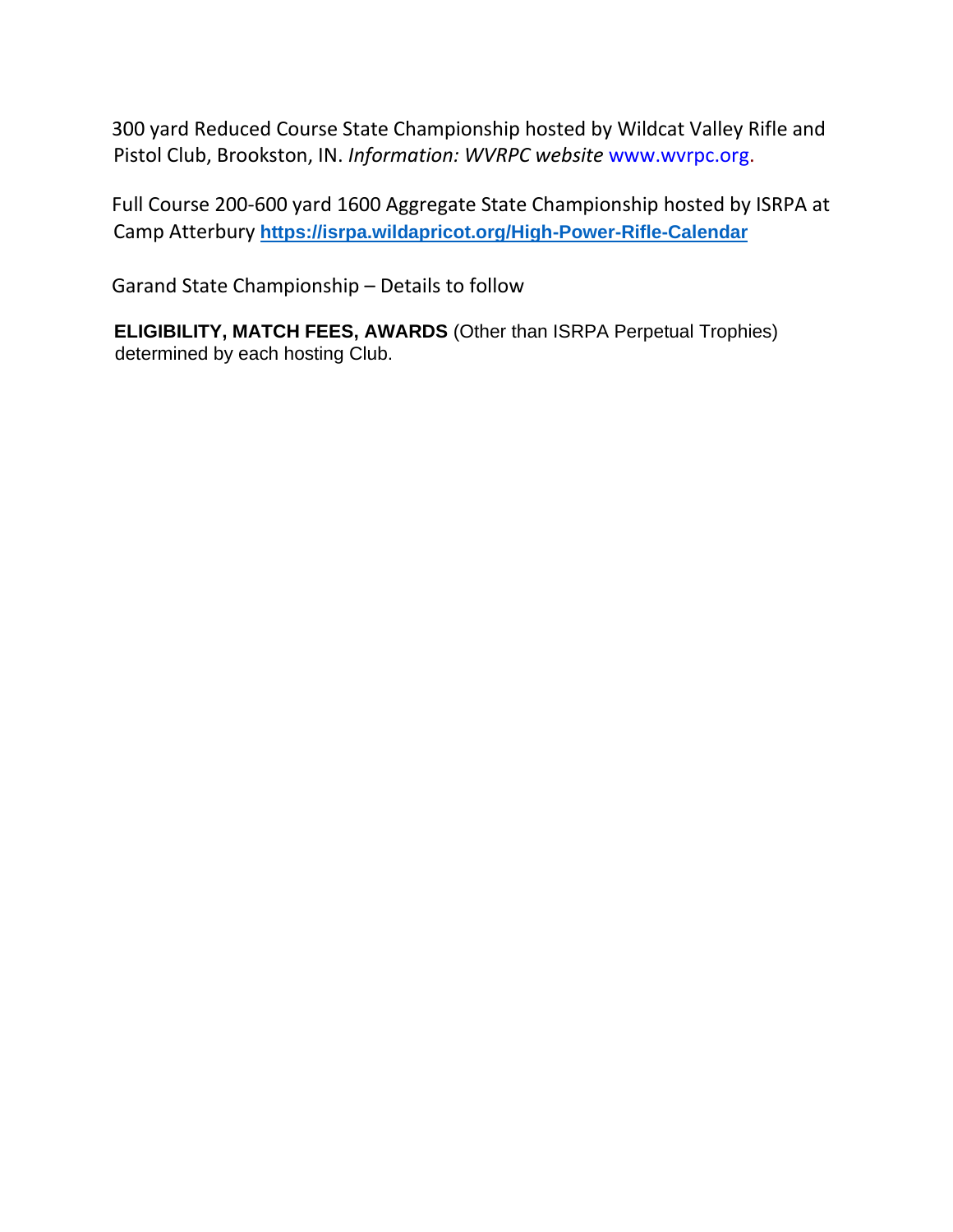300 yard Reduced Course State Championship hosted by Wildcat Valley Rifle and Pistol Club, Brookston, IN. *Information: WVRPC website* www.wvrpc.org.

Full Course 200-600 yard 1600 Aggregate State Championship hosted by ISRPA at Camp Atterbury **https://isrpa.wildapricot.org/High-Power-Rifle-Calendar**

Garand State Championship – Details to follow

**ELIGIBILITY, MATCH FEES, AWARDS** (Other than ISRPA Perpetual Trophies) determined by each hosting Club.